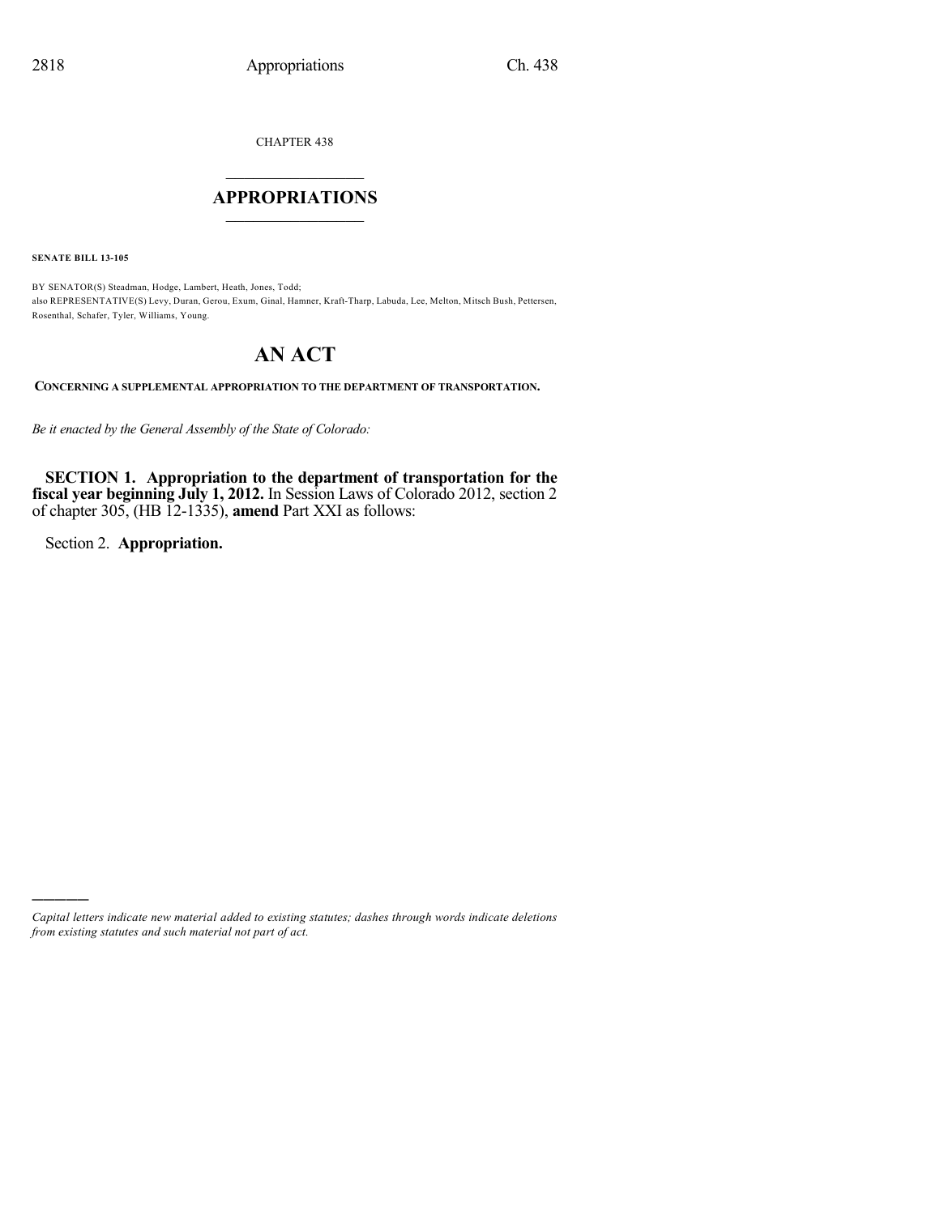CHAPTER 438

## APPROPRIATIONS

**SENATE BILL 13-105**

BY SENATOR(S) Steadman, Hodge, Lambert, Heath, Jones, Todd;
also REPRESENTATIVE(S) Levy, Duran, Gerou, Exum, Ginal, Hamner, Kraft-Tharp, Labuda, Lee, Melton, Mitsch Bush, Pettersen, Rosenthal, Schafer, Tyler, Williams, Young.

# AN ACT

**CONCERNING A SUPPLEMENTAL APPROPRIATION TO THE DEPARTMENT OF TRANSPORTATION.**

*Be it enacted by the General Assembly of the State of Colorado:*

**SECTION 1. Appropriation to the department of transportation for the fiscal year beginning July 1, 2012.** In Session Laws of Colorado 2012, section 2 of chapter 305, (HB 12-1335), **amend** Part XXI as follows:

Section 2. **Appropriation.**

---

*Capital letters indicate new material added to existing statutes; dashes through words indicate deletions from existing statutes and such material not part of act.*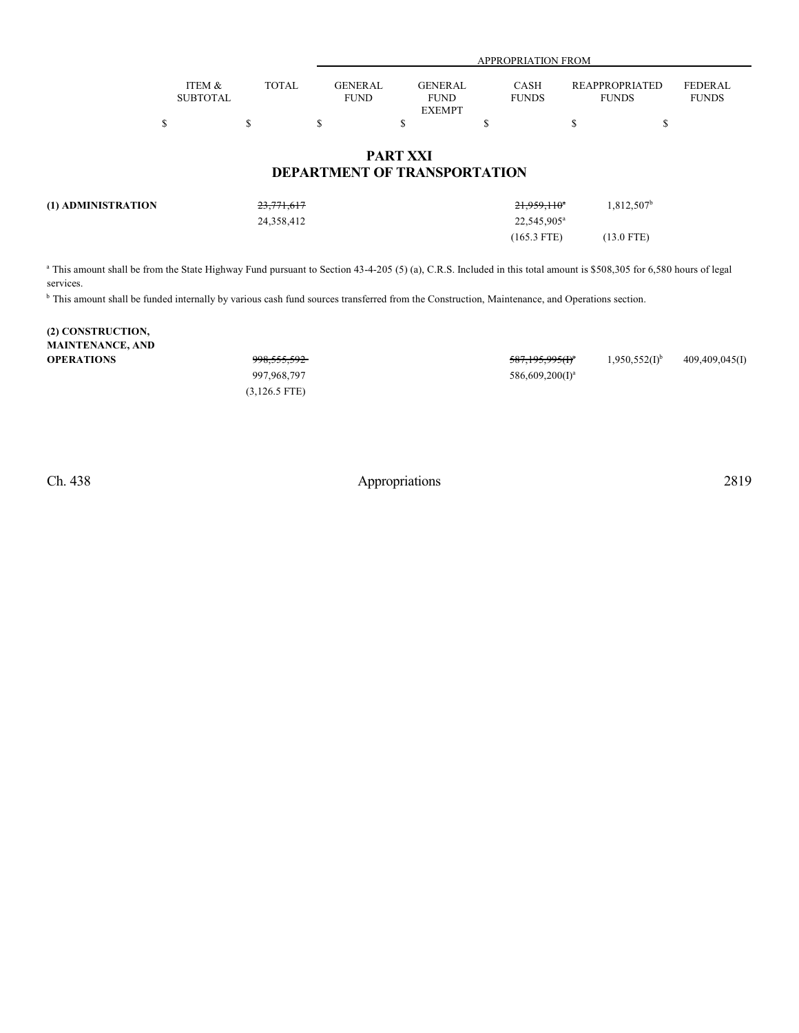| | ITEM & SUBTOTAL | TOTAL | APPROPRIATION FROM GENERAL FUND | GENERAL FUND EXEMPT | CASH FUNDS | REAPPROPRIATED FUNDS | FEDERAL FUNDS |
|---|---|---|---|---|---|---|---|
| | $ | $ | $ | $ | $ | $ | $ |

# PART XXI
# DEPARTMENT OF TRANSPORTATION

| | ITEM & SUBTOTAL | TOTAL | GENERAL FUND | GENERAL FUND EXEMPT | CASH FUNDS | REAPPROPRIATED FUNDS | FEDERAL FUNDS |
|---|---|---|---|---|---|---|---|
| **(1) ADMINISTRATION** | | ~~23,771,617~~ | | | ~~21,959,110~~[a] | 1,812,507[b] | |
| | | 24,358,412 | | | 22,545,905[a] | | |
| | | | | | (165.3 FTE) | (13.0 FTE) | |

[a] This amount shall be from the State Highway Fund pursuant to Section 43-4-205 (5) (a), C.R.S. Included in this total amount is $508,305 for 6,580 hours of legal services.

[b] This amount shall be funded internally by various cash fund sources transferred from the Construction, Maintenance, and Operations section.

| | ITEM & SUBTOTAL | TOTAL | GENERAL FUND | GENERAL FUND EXEMPT | CASH FUNDS | REAPPROPRIATED FUNDS | FEDERAL FUNDS |
|---|---|---|---|---|---|---|---|
| **(2) CONSTRUCTION, MAINTENANCE, AND OPERATIONS** | | ~~998,555,592~~ | | | ~~587,195,995(I)~~[a] | 1,950,552(I)[b] | 409,409,045(I) |
| | | 997,968,797 | | | 586,609,200(I)[a] | | |
| | | (3,126.5 FTE) | | | | | |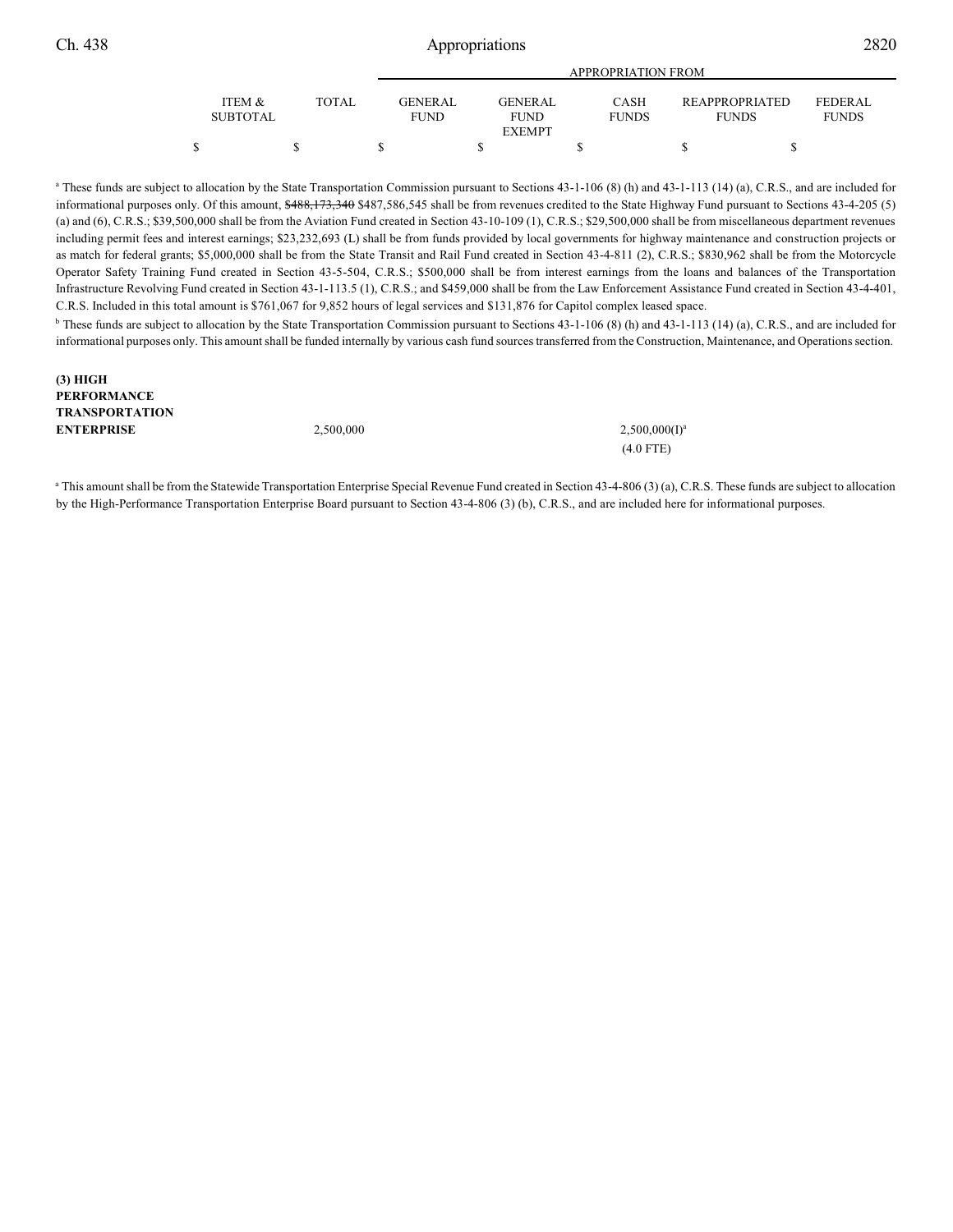| | ITEM & SUBTOTAL | TOTAL | GENERAL FUND | GENERAL FUND EXEMPT | CASH FUNDS | REAPPROPRIATED FUNDS | FEDERAL FUNDS |
|---|---|---|---|---|---|---|---|
| | | | APPROPRIATION FROM | | | | |
| | $ | $ | $ | $ | $ | $ | $ |

[a] These funds are subject to allocation by the State Transportation Commission pursuant to Sections 43-1-106 (8) (h) and 43-1-113 (14) (a), C.R.S., and are included for informational purposes only. Of this amount, ~~$488,173,340~~ $487,586,545 shall be from revenues credited to the State Highway Fund pursuant to Sections 43-4-205 (5) (a) and (6), C.R.S.; $39,500,000 shall be from the Aviation Fund created in Section 43-10-109 (1), C.R.S.; $29,500,000 shall be from miscellaneous department revenues including permit fees and interest earnings; $23,232,693 (L) shall be from funds provided by local governments for highway maintenance and construction projects or as match for federal grants; $5,000,000 shall be from the State Transit and Rail Fund created in Section 43-4-811 (2), C.R.S.; $830,962 shall be from the Motorcycle Operator Safety Training Fund created in Section 43-5-504, C.R.S.; $500,000 shall be from interest earnings from the loans and balances of the Transportation Infrastructure Revolving Fund created in Section 43-1-113.5 (1), C.R.S.; and $459,000 shall be from the Law Enforcement Assistance Fund created in Section 43-4-401, C.R.S. Included in this total amount is $761,067 for 9,852 hours of legal services and $131,876 for Capitol complex leased space.

[b] These funds are subject to allocation by the State Transportation Commission pursuant to Sections 43-1-106 (8) (h) and 43-1-113 (14) (a), C.R.S., and are included for informational purposes only. This amount shall be funded internally by various cash fund sources transferred from the Construction, Maintenance, and Operations section.

| | ITEM & SUBTOTAL | TOTAL | GENERAL FUND | GENERAL FUND EXEMPT | CASH FUNDS | REAPPROPRIATED FUNDS | FEDERAL FUNDS |
|---|---|---|---|---|---|---|---|
| **(3) HIGH PERFORMANCE TRANSPORTATION ENTERPRISE** | | 2,500,000 | | | 2,500,000(I)[a] | | |
| | | | | | (4.0 FTE) | | |

[a] This amount shall be from the Statewide Transportation Enterprise Special Revenue Fund created in Section 43-4-806 (3) (a), C.R.S. These funds are subject to allocation by the High-Performance Transportation Enterprise Board pursuant to Section 43-4-806 (3) (b), C.R.S., and are included here for informational purposes.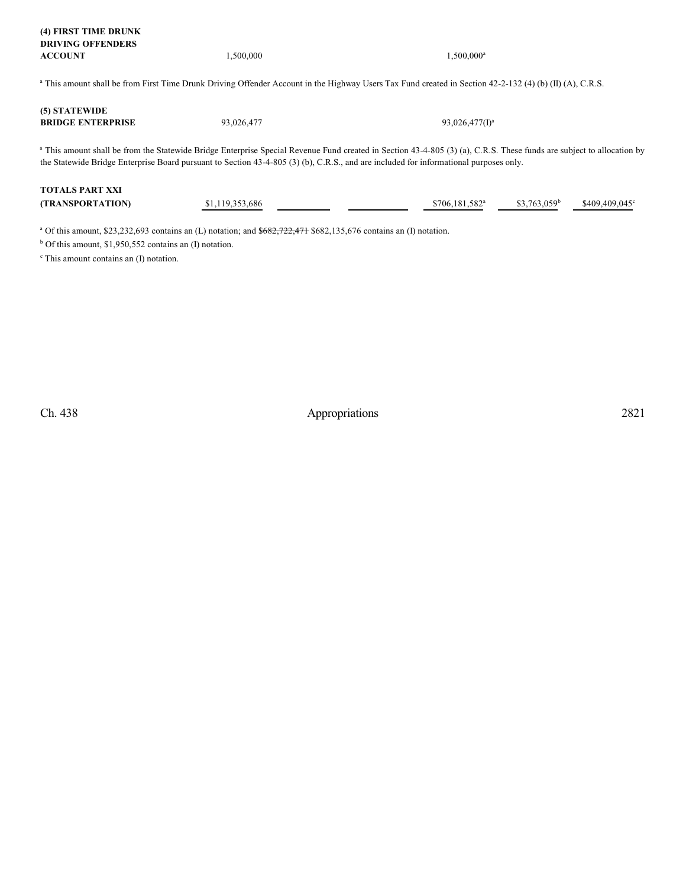| | | | | | | |
|---|---|---|---|---|---|---|
| **(4) FIRST TIME DRUNK DRIVING OFFENDERS ACCOUNT** | 1,500,000 | | | 1,500,000[a] | | |

[a] This amount shall be from First Time Drunk Driving Offender Account in the Highway Users Tax Fund created in Section 42-2-132 (4) (b) (II) (A), C.R.S.

| | | | | | | |
|---|---|---|---|---|---|---|
| **(5) STATEWIDE BRIDGE ENTERPRISE** | 93,026,477 | | | 93,026,477(I)[a] | | |

[a] This amount shall be from the Statewide Bridge Enterprise Special Revenue Fund created in Section 43-4-805 (3) (a), C.R.S. These funds are subject to allocation by the Statewide Bridge Enterprise Board pursuant to Section 43-4-805 (3) (b), C.R.S., and are included for informational purposes only.

| | | | | | | |
|---|---|---|---|---|---|---|
| **TOTALS PART XXI (TRANSPORTATION)** | $1,119,353,686 | | | $706,181,582[a] | $3,763,059[b] | $409,409,045[c] |

[a] Of this amount, $23,232,693 contains an (L) notation; and ~~$682,722,471~~ $682,135,676 contains an (I) notation.

[b] Of this amount, $1,950,552 contains an (I) notation.

[c] This amount contains an (I) notation.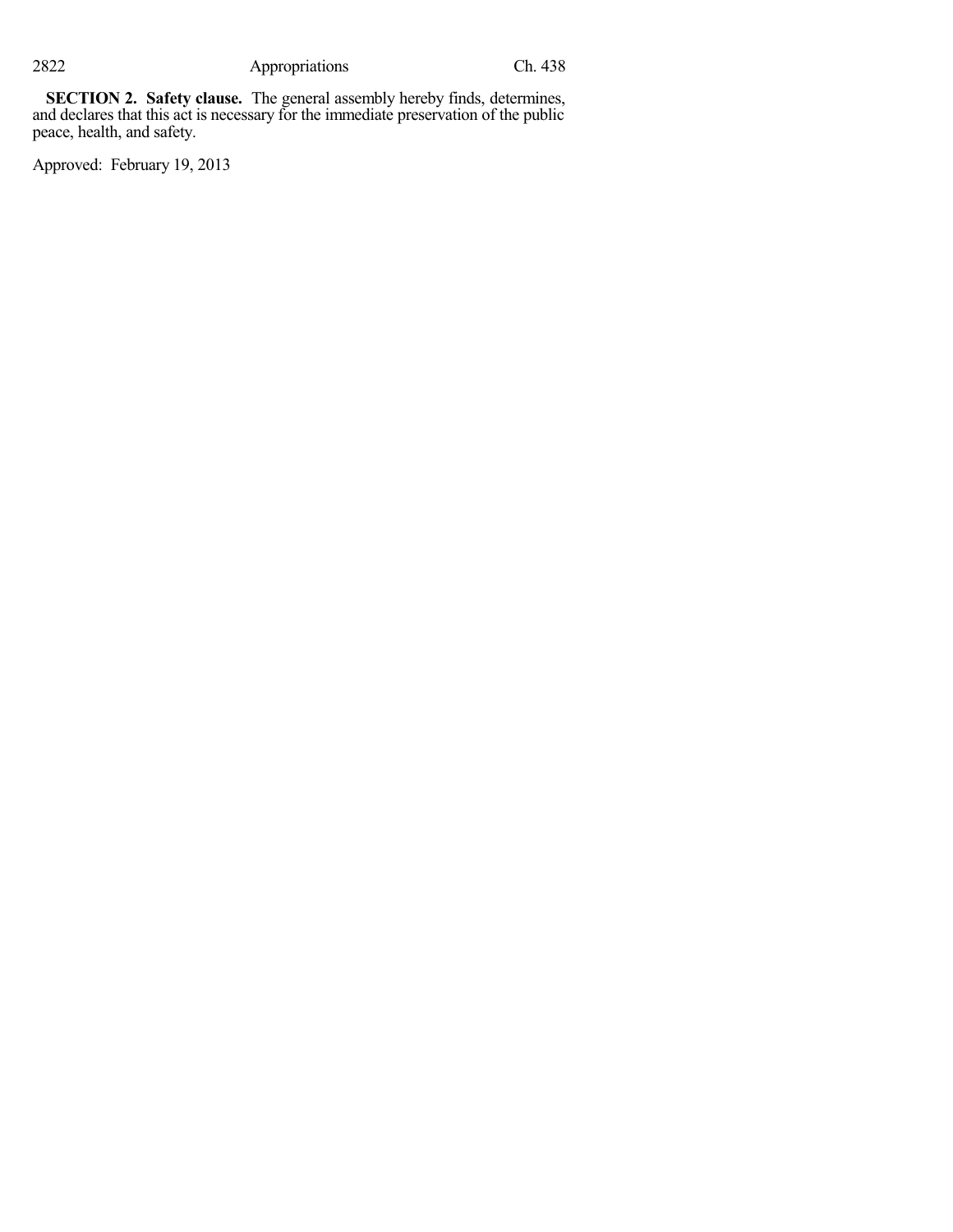**SECTION 2. Safety clause.** The general assembly hereby finds, determines, and declares that this act is necessary for the immediate preservation of the public peace, health, and safety.

Approved: February 19, 2013